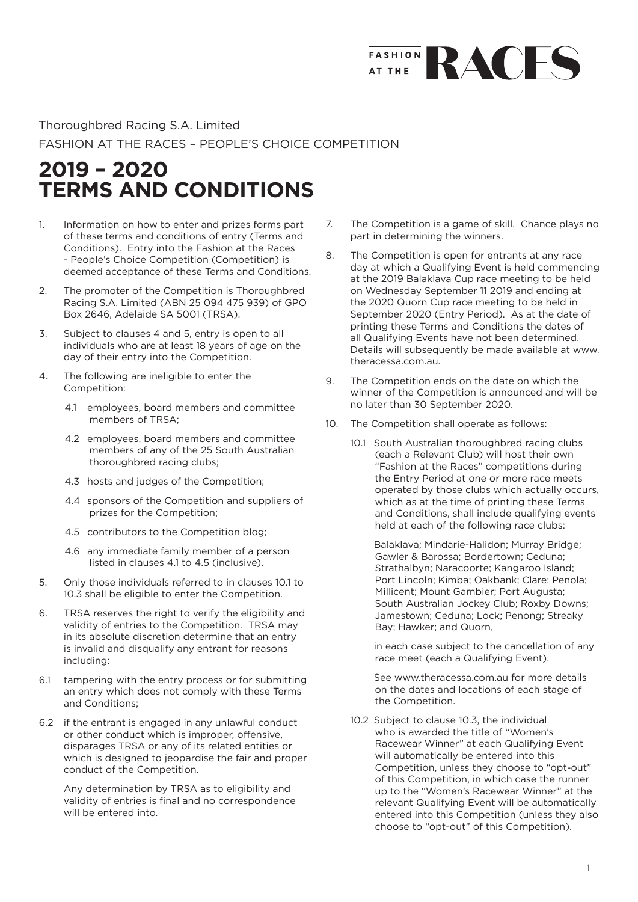FASHION AT THE RACES

Thoroughbred Racing S.A. Limited

FASHION AT THE RACES – PEOPLE'S CHOICE COMPETITION

# 2019 – 2020 TERMS AND CONDITIONS

1. Information on how to enter and prizes forms part of these terms and conditions of entry (Terms and Conditions). Entry into the Fashion at the Races - People's Choice Competition (Competition) is deemed acceptance of these Terms and Conditions.
2. The promoter of the Competition is Thoroughbred Racing S.A. Limited (ABN 25 094 475 939) of GPO Box 2646, Adelaide SA 5001 (TRSA).
3. Subject to clauses 4 and 5, entry is open to all individuals who are at least 18 years of age on the day of their entry into the Competition.
4. The following are ineligible to enter the Competition:
   - 4.1 employees, board members and committee members of TRSA;
   - 4.2 employees, board members and committee members of any of the 25 South Australian thoroughbred racing clubs;
   - 4.3 hosts and judges of the Competition;
   - 4.4 sponsors of the Competition and suppliers of prizes for the Competition;
   - 4.5 contributors to the Competition blog;
   - 4.6 any immediate family member of a person listed in clauses 4.1 to 4.5 (inclusive).
5. Only those individuals referred to in clauses 10.1 to 10.3 shall be eligible to enter the Competition.
6. TRSA reserves the right to verify the eligibility and validity of entries to the Competition. TRSA may in its absolute discretion determine that an entry is invalid and disqualify any entrant for reasons including:

6.1 tampering with the entry process or for submitting an entry which does not comply with these Terms and Conditions;

6.2 if the entrant is engaged in any unlawful conduct or other conduct which is improper, offensive, disparages TRSA or any of its related entities or which is designed to jeopardise the fair and proper conduct of the Competition.

Any determination by TRSA as to eligibility and validity of entries is final and no correspondence will be entered into.

7. The Competition is a game of skill. Chance plays no part in determining the winners.
8. The Competition is open for entrants at any race day at which a Qualifying Event is held commencing at the 2019 Balaklava Cup race meeting to be held on Wednesday September 11 2019 and ending at the 2020 Quorn Cup race meeting to be held in September 2020 (Entry Period). As at the date of printing these Terms and Conditions the dates of all Qualifying Events have not been determined. Details will subsequently be made available at www.theracessa.com.au.
9. The Competition ends on the date on which the winner of the Competition is announced and will be no later than 30 September 2020.
10. The Competition shall operate as follows:
    - 10.1 South Australian thoroughbred racing clubs (each a Relevant Club) will host their own "Fashion at the Races" competitions during the Entry Period at one or more race meets operated by those clubs which actually occurs, which as at the time of printing these Terms and Conditions, shall include qualifying events held at each of the following race clubs:

      Balaklava; Mindarie-Halidon; Murray Bridge; Gawler & Barossa; Bordertown; Ceduna; Strathalbyn; Naracoorte; Kangaroo Island; Port Lincoln; Kimba; Oakbank; Clare; Penola; Millicent; Mount Gambier; Port Augusta; South Australian Jockey Club; Roxby Downs; Jamestown; Ceduna; Lock; Penong; Streaky Bay; Hawker; and Quorn,

      in each case subject to the cancellation of any race meet (each a Qualifying Event).

      See www.theracessa.com.au for more details on the dates and locations of each stage of the Competition.
    - 10.2 Subject to clause 10.3, the individual who is awarded the title of "Women's Racewear Winner" at each Qualifying Event will automatically be entered into this Competition, unless they choose to "opt-out" of this Competition, in which case the runner up to the "Women's Racewear Winner" at the relevant Qualifying Event will be automatically entered into this Competition (unless they also choose to "opt-out" of this Competition).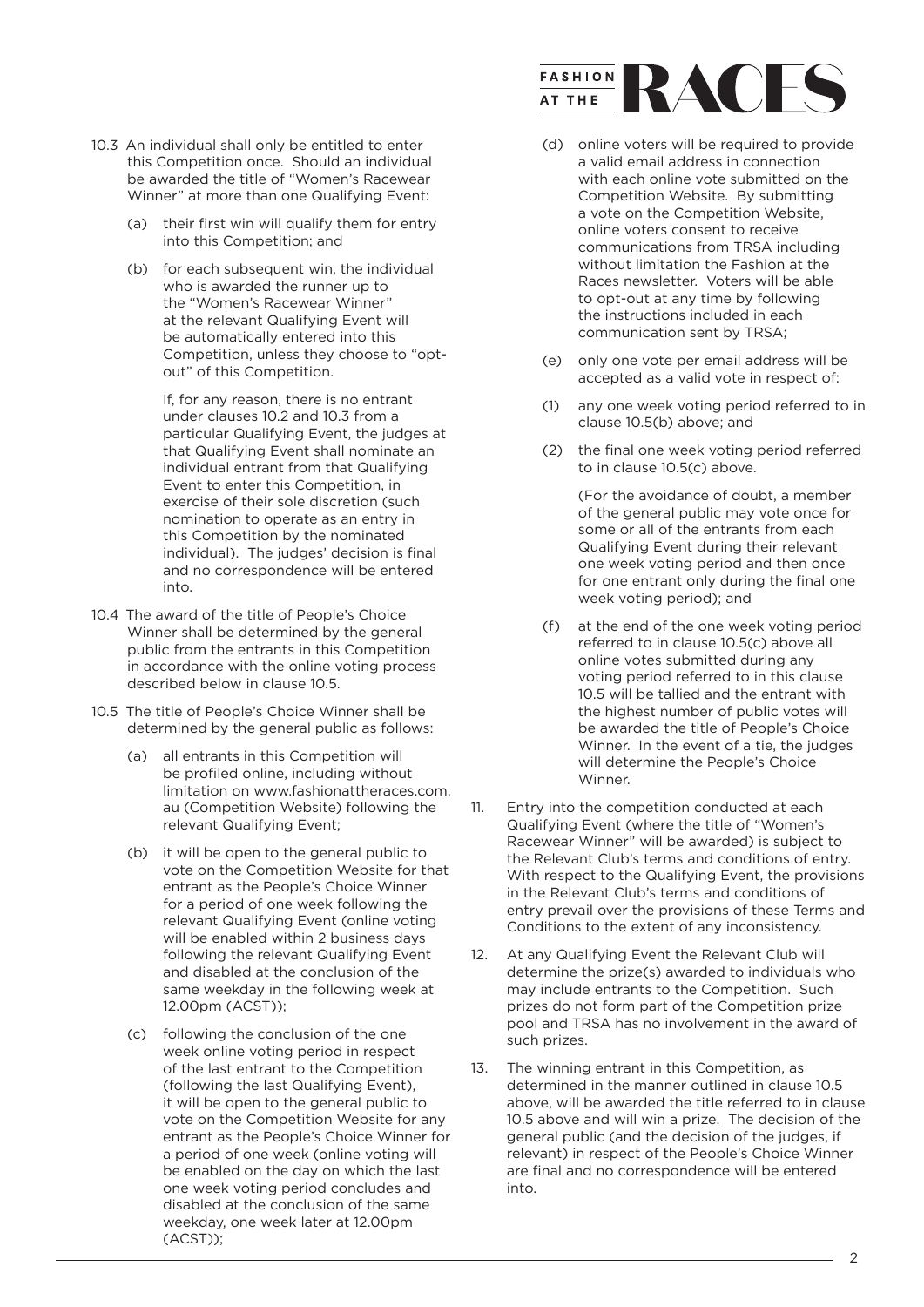10.3 An individual shall only be entitled to enter this Competition once. Should an individual be awarded the title of "Women's Racewear Winner" at more than one Qualifying Event:

   (a) their first win will qualify them for entry into this Competition; and

   (b) for each subsequent win, the individual who is awarded the runner up to the "Women's Racewear Winner" at the relevant Qualifying Event will be automatically entered into this Competition, unless they choose to "opt-out" of this Competition.

   If, for any reason, there is no entrant under clauses 10.2 and 10.3 from a particular Qualifying Event, the judges at that Qualifying Event shall nominate an individual entrant from that Qualifying Event to enter this Competition, in exercise of their sole discretion (such nomination to operate as an entry in this Competition by the nominated individual). The judges' decision is final and no correspondence will be entered into.

10.4 The award of the title of People's Choice Winner shall be determined by the general public from the entrants in this Competition in accordance with the online voting process described below in clause 10.5.

10.5 The title of People's Choice Winner shall be determined by the general public as follows:

   (a) all entrants in this Competition will be profiled online, including without limitation on www.fashionattheraces.com.au (Competition Website) following the relevant Qualifying Event;

   (b) it will be open to the general public to vote on the Competition Website for that entrant as the People's Choice Winner for a period of one week following the relevant Qualifying Event (online voting will be enabled within 2 business days following the relevant Qualifying Event and disabled at the conclusion of the same weekday in the following week at 12.00pm (ACST));

   (c) following the conclusion of the one week online voting period in respect of the last entrant to the Competition (following the last Qualifying Event), it will be open to the general public to vote on the Competition Website for any entrant as the People's Choice Winner for a period of one week (online voting will be enabled on the day on which the last one week voting period concludes and disabled at the conclusion of the same weekday, one week later at 12.00pm (ACST));

   (d) online voters will be required to provide a valid email address in connection with each online vote submitted on the Competition Website. By submitting a vote on the Competition Website, online voters consent to receive communications from TRSA including without limitation the Fashion at the Races newsletter. Voters will be able to opt-out at any time by following the instructions included in each communication sent by TRSA;

   (e) only one vote per email address will be accepted as a valid vote in respect of:

   (1) any one week voting period referred to in clause 10.5(b) above; and

   (2) the final one week voting period referred to in clause 10.5(c) above.

   (For the avoidance of doubt, a member of the general public may vote once for some or all of the entrants from each Qualifying Event during their relevant one week voting period and then once for one entrant only during the final one week voting period); and

   (f) at the end of the one week voting period referred to in clause 10.5(c) above all online votes submitted during any voting period referred to in this clause 10.5 will be tallied and the entrant with the highest number of public votes will be awarded the title of People's Choice Winner. In the event of a tie, the judges will determine the People's Choice Winner.

11. Entry into the competition conducted at each Qualifying Event (where the title of "Women's Racewear Winner" will be awarded) is subject to the Relevant Club's terms and conditions of entry. With respect to the Qualifying Event, the provisions in the Relevant Club's terms and conditions of entry prevail over the provisions of these Terms and Conditions to the extent of any inconsistency.

12. At any Qualifying Event the Relevant Club will determine the prize(s) awarded to individuals who may include entrants to the Competition. Such prizes do not form part of the Competition prize pool and TRSA has no involvement in the award of such prizes.

13. The winning entrant in this Competition, as determined in the manner outlined in clause 10.5 above, will be awarded the title referred to in clause 10.5 above and will win a prize. The decision of the general public (and the decision of the judges, if relevant) in respect of the People's Choice Winner are final and no correspondence will be entered into.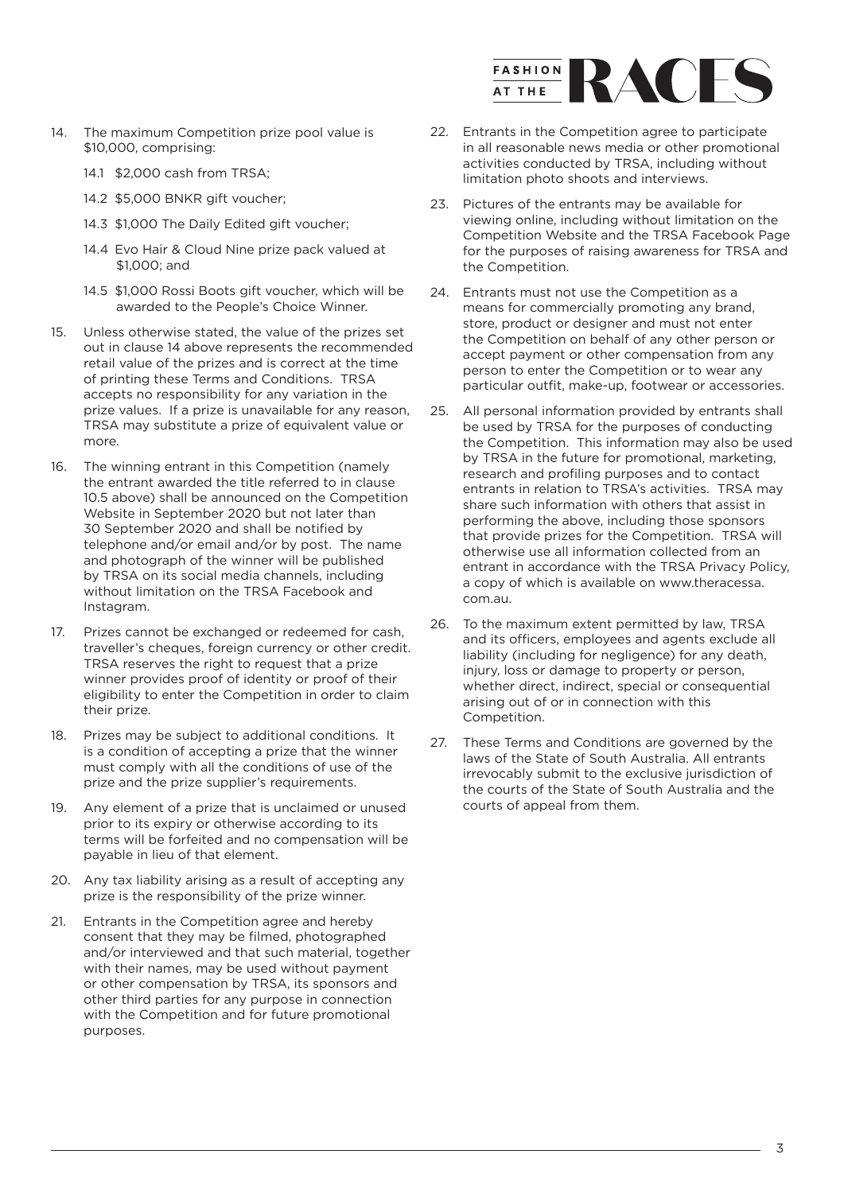14. The maximum Competition prize pool value is $10,000, comprising:

    14.1 $2,000 cash from TRSA;

    14.2 $5,000 BNKR gift voucher;

    14.3 $1,000 The Daily Edited gift voucher;

    14.4 Evo Hair & Cloud Nine prize pack valued at $1,000; and

    14.5 $1,000 Rossi Boots gift voucher, which will be awarded to the People's Choice Winner.

15. Unless otherwise stated, the value of the prizes set out in clause 14 above represents the recommended retail value of the prizes and is correct at the time of printing these Terms and Conditions. TRSA accepts no responsibility for any variation in the prize values. If a prize is unavailable for any reason, TRSA may substitute a prize of equivalent value or more.

16. The winning entrant in this Competition (namely the entrant awarded the title referred to in clause 10.5 above) shall be announced on the Competition Website in September 2020 but not later than 30 September 2020 and shall be notified by telephone and/or email and/or by post. The name and photograph of the winner will be published by TRSA on its social media channels, including without limitation on the TRSA Facebook and Instagram.

17. Prizes cannot be exchanged or redeemed for cash, traveller's cheques, foreign currency or other credit. TRSA reserves the right to request that a prize winner provides proof of identity or proof of their eligibility to enter the Competition in order to claim their prize.

18. Prizes may be subject to additional conditions. It is a condition of accepting a prize that the winner must comply with all the conditions of use of the prize and the prize supplier's requirements.

19. Any element of a prize that is unclaimed or unused prior to its expiry or otherwise according to its terms will be forfeited and no compensation will be payable in lieu of that element.

20. Any tax liability arising as a result of accepting any prize is the responsibility of the prize winner.

21. Entrants in the Competition agree and hereby consent that they may be filmed, photographed and/or interviewed and that such material, together with their names, may be used without payment or other compensation by TRSA, its sponsors and other third parties for any purpose in connection with the Competition and for future promotional purposes.

22. Entrants in the Competition agree to participate in all reasonable news media or other promotional activities conducted by TRSA, including without limitation photo shoots and interviews.

23. Pictures of the entrants may be available for viewing online, including without limitation on the Competition Website and the TRSA Facebook Page for the purposes of raising awareness for TRSA and the Competition.

24. Entrants must not use the Competition as a means for commercially promoting any brand, store, product or designer and must not enter the Competition on behalf of any other person or accept payment or other compensation from any person to enter the Competition or to wear any particular outfit, make-up, footwear or accessories.

25. All personal information provided by entrants shall be used by TRSA for the purposes of conducting the Competition. This information may also be used by TRSA in the future for promotional, marketing, research and profiling purposes and to contact entrants in relation to TRSA's activities. TRSA may share such information with others that assist in performing the above, including those sponsors that provide prizes for the Competition. TRSA will otherwise use all information collected from an entrant in accordance with the TRSA Privacy Policy, a copy of which is available on www.theracessa.com.au.

26. To the maximum extent permitted by law, TRSA and its officers, employees and agents exclude all liability (including for negligence) for any death, injury, loss or damage to property or person, whether direct, indirect, special or consequential arising out of or in connection with this Competition.

27. These Terms and Conditions are governed by the laws of the State of South Australia. All entrants irrevocably submit to the exclusive jurisdiction of the courts of the State of South Australia and the courts of appeal from them.